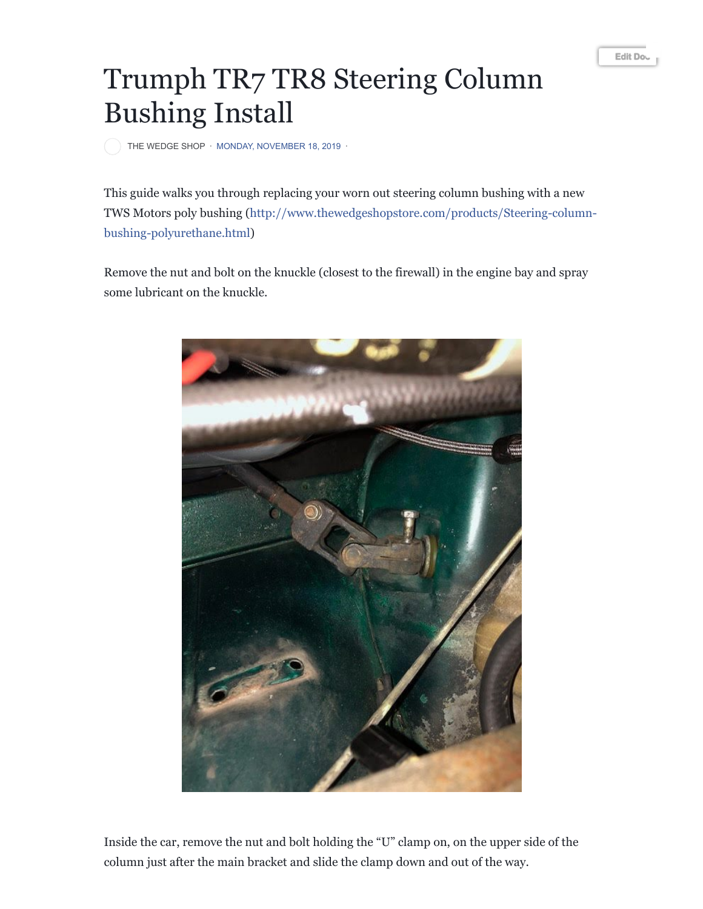# Trumph TR7 TR8 Steering Column Bushing Install

THE WEDGE SHOP · MONDAY, NOVEMBER 18, 2019 ·

This guide walks you through replacing your worn out steering column bushing with a new TWS Motors poly bushing (http://www.thewedgeshopstore.com/products/Steering-column-bushing-polyurethane.html)

Remove the nut and bolt on the knuckle (closest to the firewall) in the engine bay and spray some lubricant on the knuckle.

Inside the car, remove the nut and bolt holding the "U" clamp on, on the upper side of the column just after the main bracket and slide the clamp down and out of the way.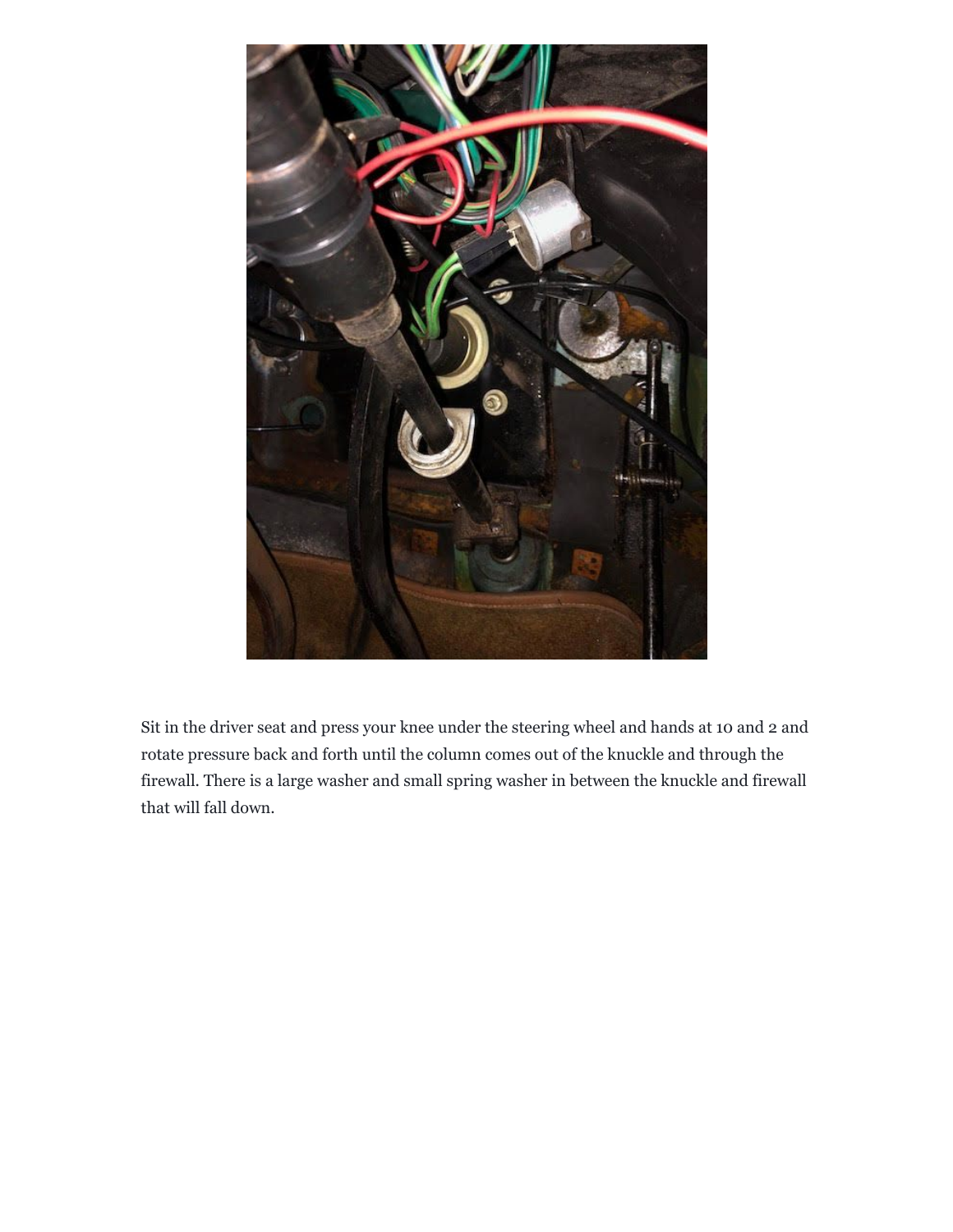Sit in the driver seat and press your knee under the steering wheel and hands at 10 and 2 and rotate pressure back and forth until the column comes out of the knuckle and through the firewall. There is a large washer and small spring washer in between the knuckle and firewall that will fall down.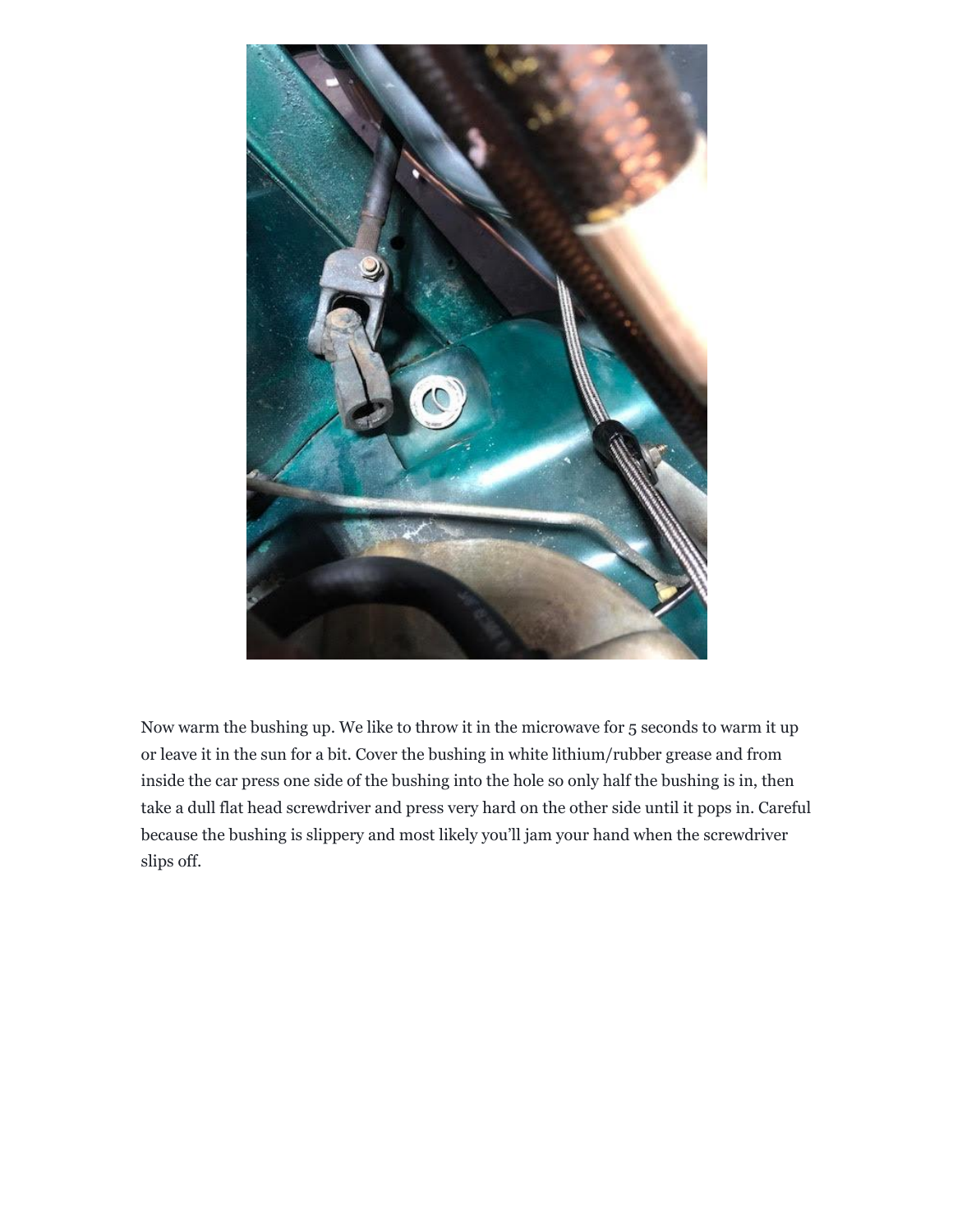Now warm the bushing up. We like to throw it in the microwave for 5 seconds to warm it up or leave it in the sun for a bit. Cover the bushing in white lithium/rubber grease and from inside the car press one side of the bushing into the hole so only half the bushing is in, then take a dull flat head screwdriver and press very hard on the other side until it pops in. Careful because the bushing is slippery and most likely you'll jam your hand when the screwdriver slips off.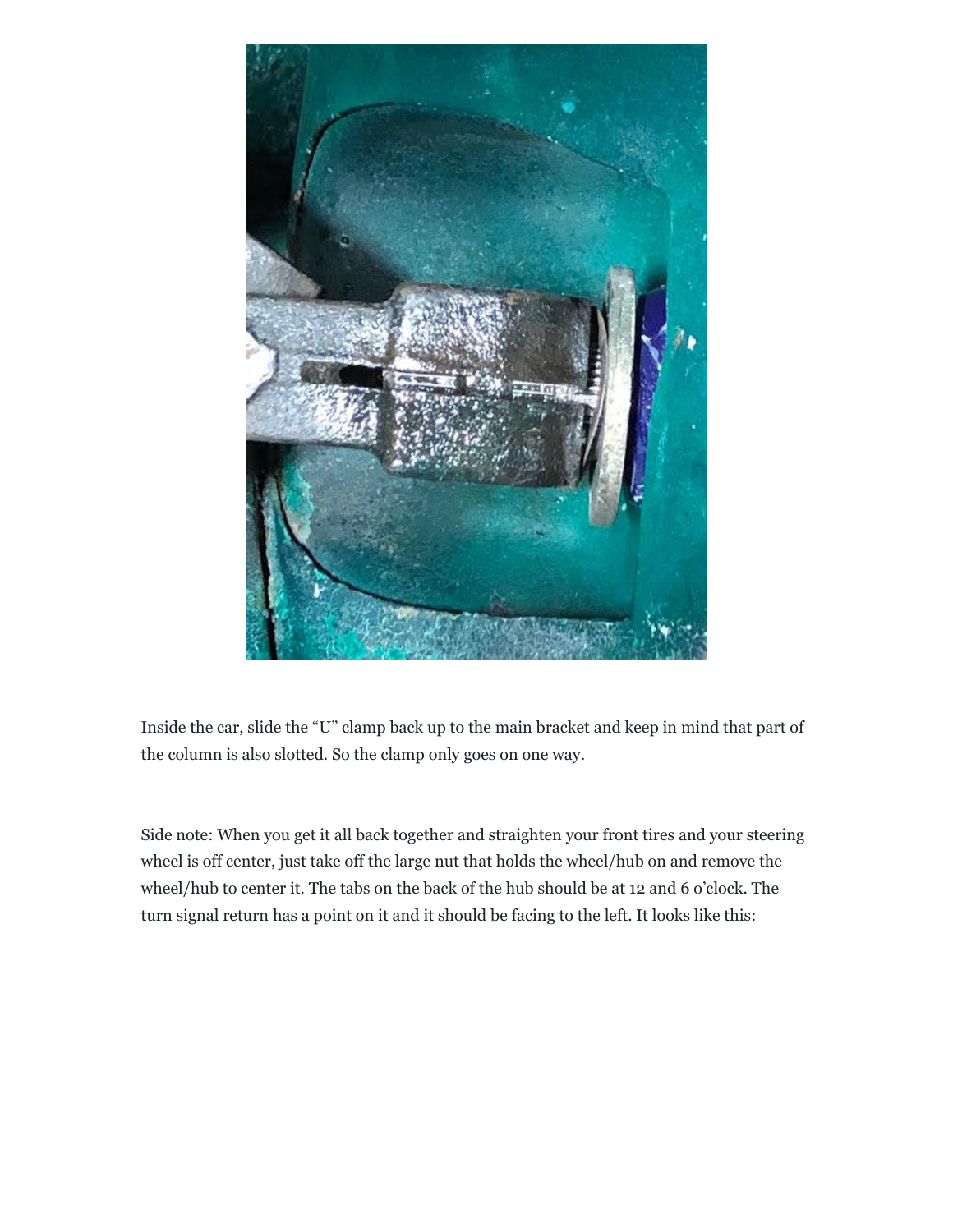Inside the car, slide the “U” clamp back up to the main bracket and keep in mind that part of the column is also slotted. So the clamp only goes on one way.

Side note: When you get it all back together and straighten your front tires and your steering wheel is off center, just take off the large nut that holds the wheel/hub on and remove the wheel/hub to center it. The tabs on the back of the hub should be at 12 and 6 o’clock. The turn signal return has a point on it and it should be facing to the left. It looks like this: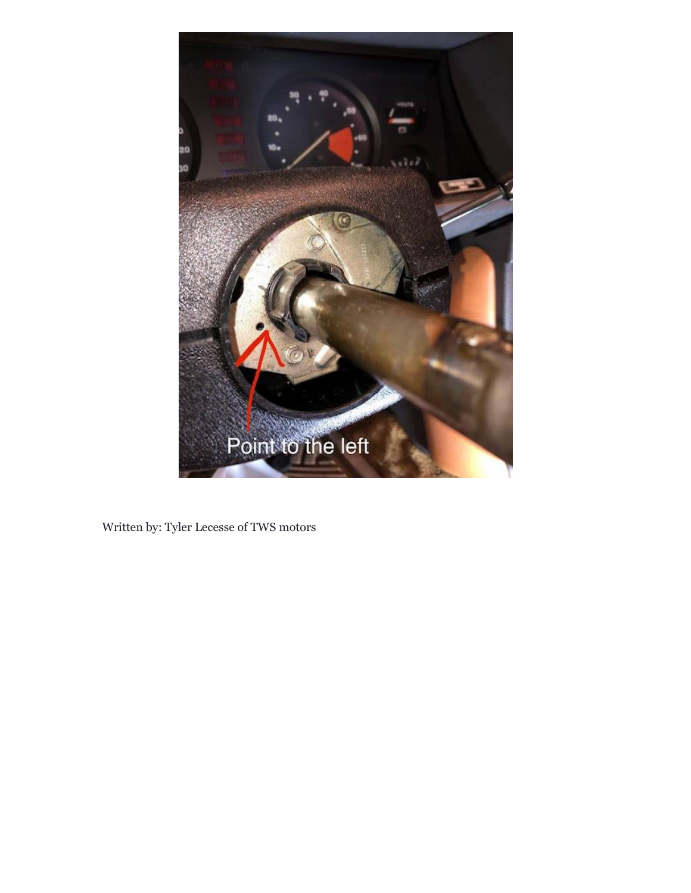Written by: Tyler Lecesse of TWS motors